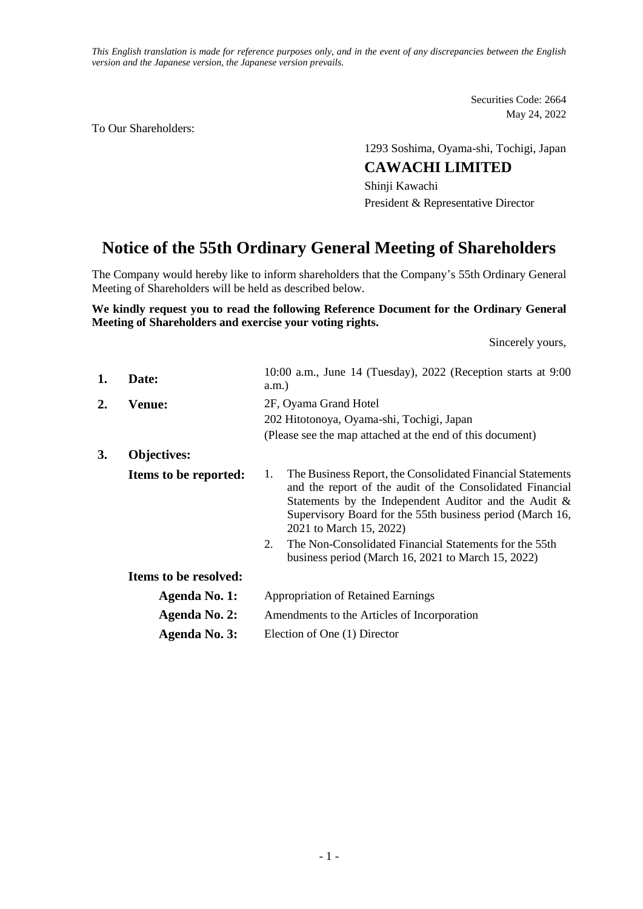*This English translation is made for reference purposes only, and in the event of any discrepancies between the English version and the Japanese version, the Japanese version prevails.*

Securities Code: 2664
May 24, 2022

To Our Shareholders:

1293 Soshima, Oyama-shi, Tochigi, Japan
**CAWACHI LIMITED**
Shinji Kawachi
President & Representative Director

# Notice of the 55th Ordinary General Meeting of Shareholders

The Company would hereby like to inform shareholders that the Company's 55th Ordinary General Meeting of Shareholders will be held as described below.

**We kindly request you to read the following Reference Document for the Ordinary General Meeting of Shareholders and exercise your voting rights.**

Sincerely yours,

1. **Date:** 10:00 a.m., June 14 (Tuesday), 2022 (Reception starts at 9:00 a.m.)
2. **Venue:** 2F, Oyama Grand Hotel
   202 Hitotonoya, Oyama-shi, Tochigi, Japan
   (Please see the map attached at the end of this document)
3. **Objectives:**

   **Items to be reported:**
   1. The Business Report, the Consolidated Financial Statements and the report of the audit of the Consolidated Financial Statements by the Independent Auditor and the Audit & Supervisory Board for the 55th business period (March 16, 2021 to March 15, 2022)
   2. The Non-Consolidated Financial Statements for the 55th business period (March 16, 2021 to March 15, 2022)

   **Items to be resolved:**

   **Agenda No. 1:** Appropriation of Retained Earnings

   **Agenda No. 2:** Amendments to the Articles of Incorporation

   **Agenda No. 3:** Election of One (1) Director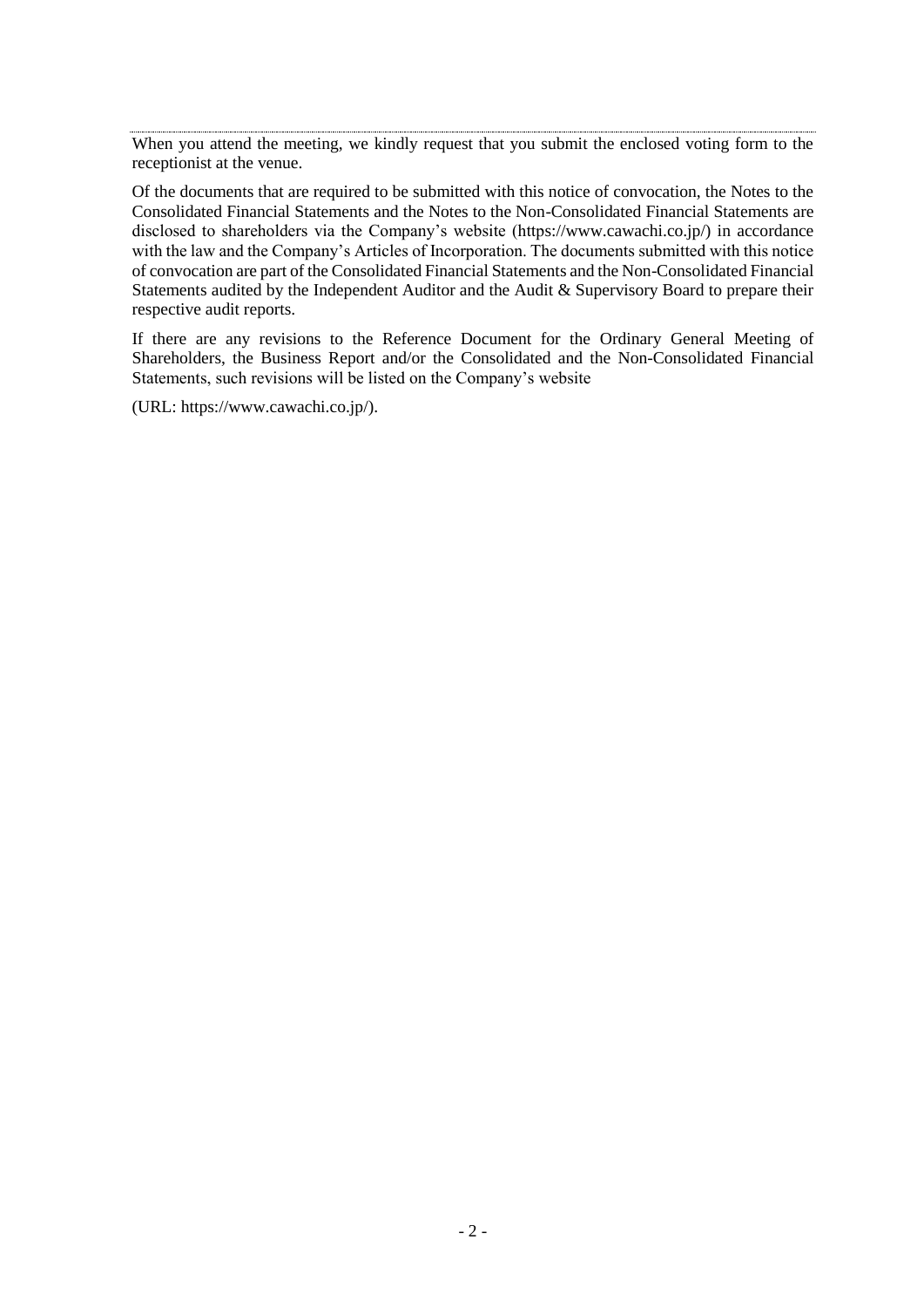When you attend the meeting, we kindly request that you submit the enclosed voting form to the receptionist at the venue.

Of the documents that are required to be submitted with this notice of convocation, the Notes to the Consolidated Financial Statements and the Notes to the Non-Consolidated Financial Statements are disclosed to shareholders via the Company's website (https://www.cawachi.co.jp/) in accordance with the law and the Company's Articles of Incorporation. The documents submitted with this notice of convocation are part of the Consolidated Financial Statements and the Non-Consolidated Financial Statements audited by the Independent Auditor and the Audit & Supervisory Board to prepare their respective audit reports.

If there are any revisions to the Reference Document for the Ordinary General Meeting of Shareholders, the Business Report and/or the Consolidated and the Non-Consolidated Financial Statements, such revisions will be listed on the Company's website

(URL: https://www.cawachi.co.jp/).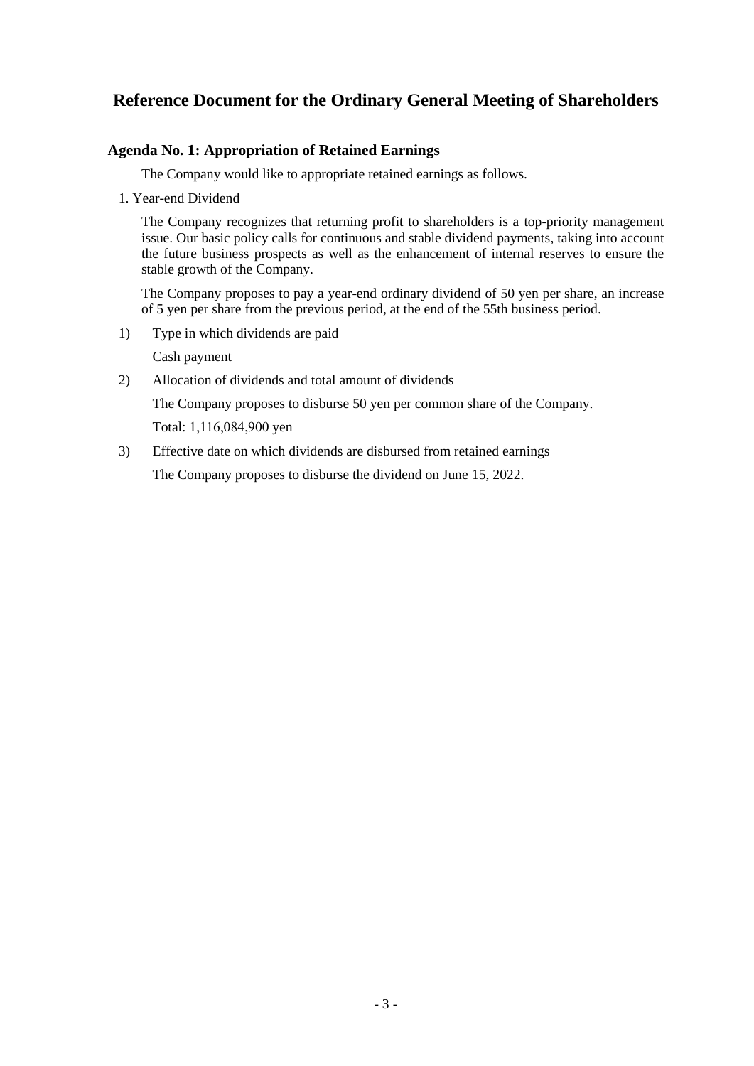# Reference Document for the Ordinary General Meeting of Shareholders

## Agenda No. 1: Appropriation of Retained Earnings

The Company would like to appropriate retained earnings as follows.

1. Year-end Dividend

The Company recognizes that returning profit to shareholders is a top-priority management issue. Our basic policy calls for continuous and stable dividend payments, taking into account the future business prospects as well as the enhancement of internal reserves to ensure the stable growth of the Company.

The Company proposes to pay a year-end ordinary dividend of 50 yen per share, an increase of 5 yen per share from the previous period, at the end of the 55th business period.

1) Type in which dividends are paid

   Cash payment

2) Allocation of dividends and total amount of dividends

   The Company proposes to disburse 50 yen per common share of the Company.

   Total: 1,116,084,900 yen

3) Effective date on which dividends are disbursed from retained earnings

   The Company proposes to disburse the dividend on June 15, 2022.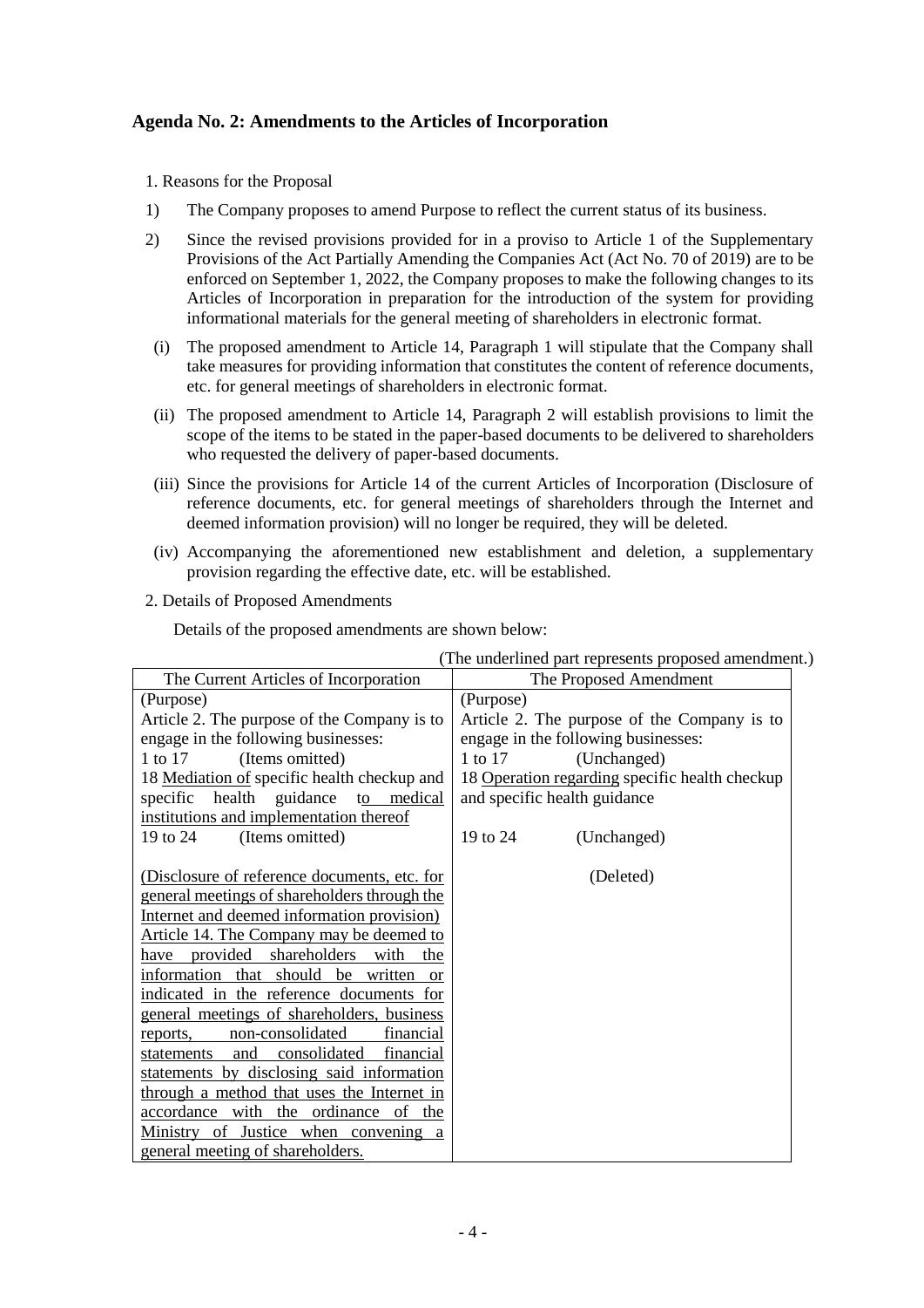### Agenda No. 2: Amendments to the Articles of Incorporation

1. Reasons for the Proposal

1) The Company proposes to amend Purpose to reflect the current status of its business.

2) Since the revised provisions provided for in a proviso to Article 1 of the Supplementary Provisions of the Act Partially Amending the Companies Act (Act No. 70 of 2019) are to be enforced on September 1, 2022, the Company proposes to make the following changes to its Articles of Incorporation in preparation for the introduction of the system for providing informational materials for the general meeting of shareholders in electronic format.

   (i) The proposed amendment to Article 14, Paragraph 1 will stipulate that the Company shall take measures for providing information that constitutes the content of reference documents, etc. for general meetings of shareholders in electronic format.

   (ii) The proposed amendment to Article 14, Paragraph 2 will establish provisions to limit the scope of the items to be stated in the paper-based documents to be delivered to shareholders who requested the delivery of paper-based documents.

   (iii) Since the provisions for Article 14 of the current Articles of Incorporation (Disclosure of reference documents, etc. for general meetings of shareholders through the Internet and deemed information provision) will no longer be required, they will be deleted.

   (iv) Accompanying the aforementioned new establishment and deletion, a supplementary provision regarding the effective date, etc. will be established.

2. Details of Proposed Amendments

Details of the proposed amendments are shown below:

(The underlined part represents proposed amendment.)

| The Current Articles of Incorporation | The Proposed Amendment |
|---|---|
| (Purpose)<br>Article 2. The purpose of the Company is to engage in the following businesses:<br>1 to 17 (Items omitted)<br>18 <u>Mediation of</u> specific health checkup and specific health guidance <u>to medical institutions and implementation thereof</u><br>19 to 24 (Items omitted) | (Purpose)<br>Article 2. The purpose of the Company is to engage in the following businesses:<br>1 to 17 (Unchanged)<br>18 <u>Operation regarding</u> specific health checkup and specific health guidance<br>19 to 24 (Unchanged) |
| <u>(Disclosure of reference documents, etc. for general meetings of shareholders through the Internet and deemed information provision)</u><br><u>Article 14. The Company may be deemed to have provided shareholders with the information that should be written or indicated in the reference documents for general meetings of shareholders, business reports, non-consolidated financial statements and consolidated financial statements by disclosing said information through a method that uses the Internet in accordance with the ordinance of the Ministry of Justice when convening a general meeting of shareholders.</u> | (Deleted) |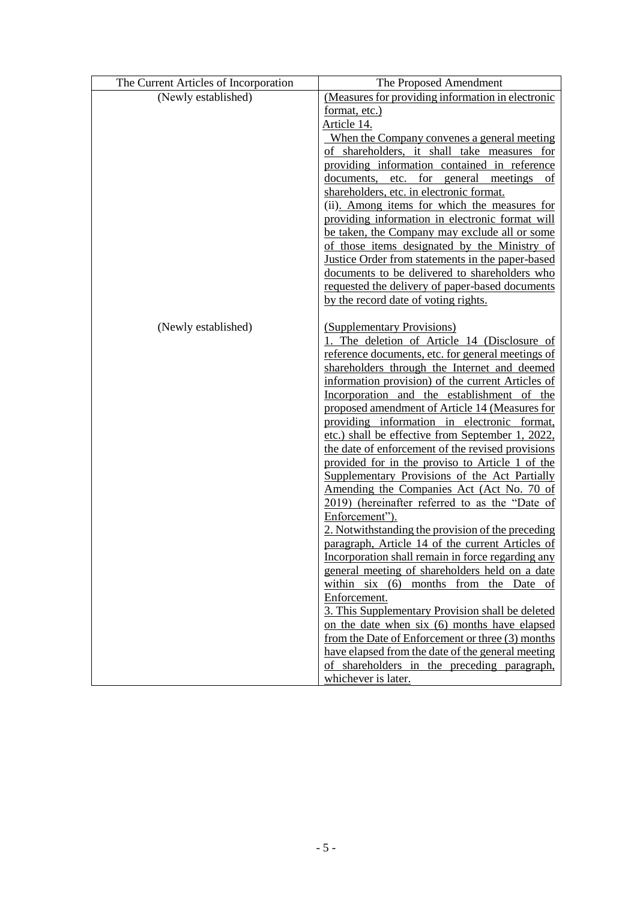| The Current Articles of Incorporation | The Proposed Amendment |
|---|---|
| (Newly established) | (Measures for providing information in electronic format, etc.)<br>Article 14.<br>When the Company convenes a general meeting of shareholders, it shall take measures for providing information contained in reference documents, etc. for general meetings of shareholders, etc. in electronic format.<br>(ii). Among items for which the measures for providing information in electronic format will be taken, the Company may exclude all or some of those items designated by the Ministry of Justice Order from statements in the paper-based documents to be delivered to shareholders who requested the delivery of paper-based documents by the record date of voting rights. |
| (Newly established) | (Supplementary Provisions)<br>1. The deletion of Article 14 (Disclosure of reference documents, etc. for general meetings of shareholders through the Internet and deemed information provision) of the current Articles of Incorporation and the establishment of the proposed amendment of Article 14 (Measures for providing information in electronic format, etc.) shall be effective from September 1, 2022, the date of enforcement of the revised provisions provided for in the proviso to Article 1 of the Supplementary Provisions of the Act Partially Amending the Companies Act (Act No. 70 of 2019) (hereinafter referred to as the "Date of Enforcement").<br>2. Notwithstanding the provision of the preceding paragraph, Article 14 of the current Articles of Incorporation shall remain in force regarding any general meeting of shareholders held on a date within six (6) months from the Date of Enforcement.<br>3. This Supplementary Provision shall be deleted on the date when six (6) months have elapsed from the Date of Enforcement or three (3) months have elapsed from the date of the general meeting of shareholders in the preceding paragraph, whichever is later. |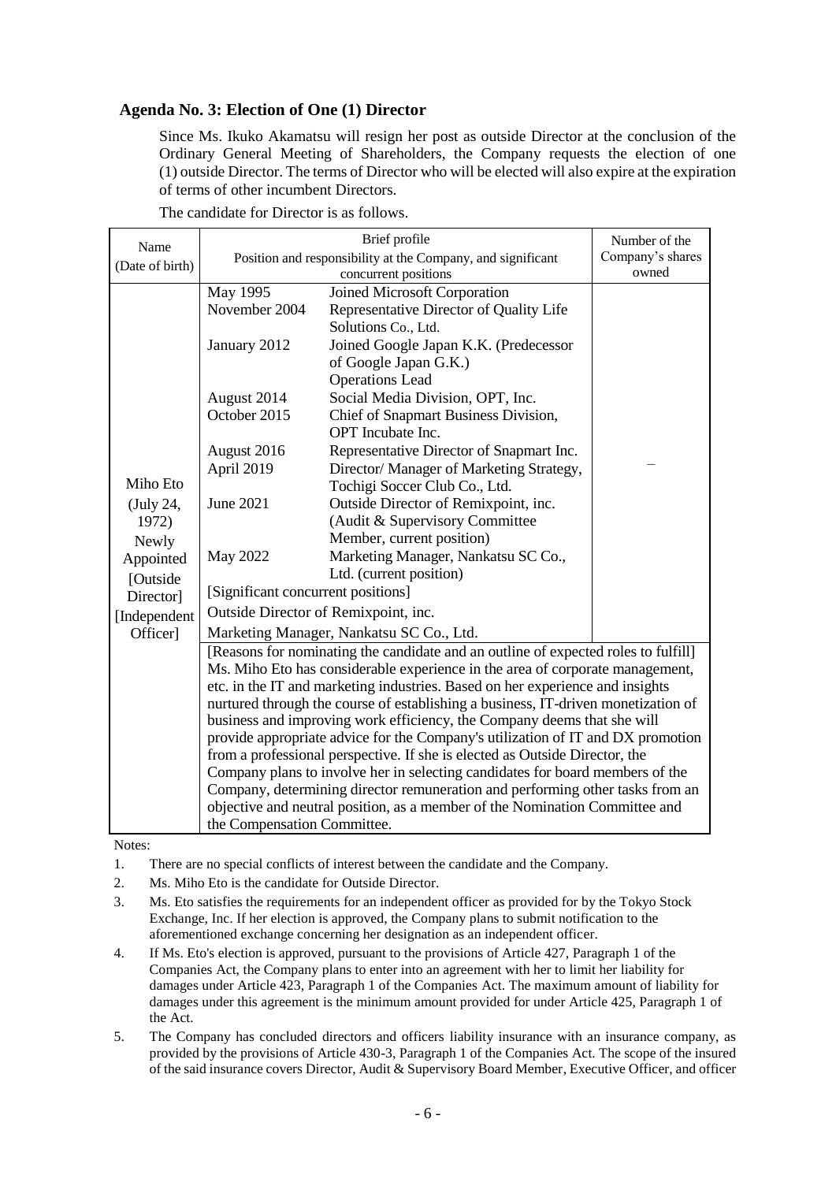## Agenda No. 3: Election of One (1) Director

Since Ms. Ikuko Akamatsu will resign her post as outside Director at the conclusion of the Ordinary General Meeting of Shareholders, the Company requests the election of one (1) outside Director. The terms of Director who will be elected will also expire at the expiration of terms of other incumbent Directors.

The candidate for Director is as follows.

| Name (Date of birth) | Brief profile Position and responsibility at the Company, and significant concurrent positions | | Number of the Company's shares owned |
|---|---|---|---|
| Miho Eto (July 24, 1972) Newly Appointed [Outside Director] [Independent Officer] | May 1995 | Joined Microsoft Corporation | – |
| | November 2004 | Representative Director of Quality Life Solutions Co., Ltd. | |
| | January 2012 | Joined Google Japan K.K. (Predecessor of Google Japan G.K.) Operations Lead | |
| | August 2014 | Social Media Division, OPT, Inc. | |
| | October 2015 | Chief of Snapmart Business Division, OPT Incubate Inc. | |
| | August 2016 | Representative Director of Snapmart Inc. | |
| | April 2019 | Director/ Manager of Marketing Strategy, Tochigi Soccer Club Co., Ltd. | |
| | June 2021 | Outside Director of Remixpoint, inc. (Audit & Supervisory Committee Member, current position) | |
| | May 2022 | Marketing Manager, Nankatsu SC Co., Ltd. (current position) | |
| | [Significant concurrent positions] Outside Director of Remixpoint, inc. Marketing Manager, Nankatsu SC Co., Ltd. | | |
| | [Reasons for nominating the candidate and an outline of expected roles to fulfill] Ms. Miho Eto has considerable experience in the area of corporate management, etc. in the IT and marketing industries. Based on her experience and insights nurtured through the course of establishing a business, IT-driven monetization of business and improving work efficiency, the Company deems that she will provide appropriate advice for the Company's utilization of IT and DX promotion from a professional perspective. If she is elected as Outside Director, the Company plans to involve her in selecting candidates for board members of the Company, determining director remuneration and performing other tasks from an objective and neutral position, as a member of the Nomination Committee and the Compensation Committee. | | |

Notes:

1. There are no special conflicts of interest between the candidate and the Company.
2. Ms. Miho Eto is the candidate for Outside Director.
3. Ms. Eto satisfies the requirements for an independent officer as provided for by the Tokyo Stock Exchange, Inc. If her election is approved, the Company plans to submit notification to the aforementioned exchange concerning her designation as an independent officer.
4. If Ms. Eto's election is approved, pursuant to the provisions of Article 427, Paragraph 1 of the Companies Act, the Company plans to enter into an agreement with her to limit her liability for damages under Article 423, Paragraph 1 of the Companies Act. The maximum amount of liability for damages under this agreement is the minimum amount provided for under Article 425, Paragraph 1 of the Act.
5. The Company has concluded directors and officers liability insurance with an insurance company, as provided by the provisions of Article 430-3, Paragraph 1 of the Companies Act. The scope of the insured of the said insurance covers Director, Audit & Supervisory Board Member, Executive Officer, and officer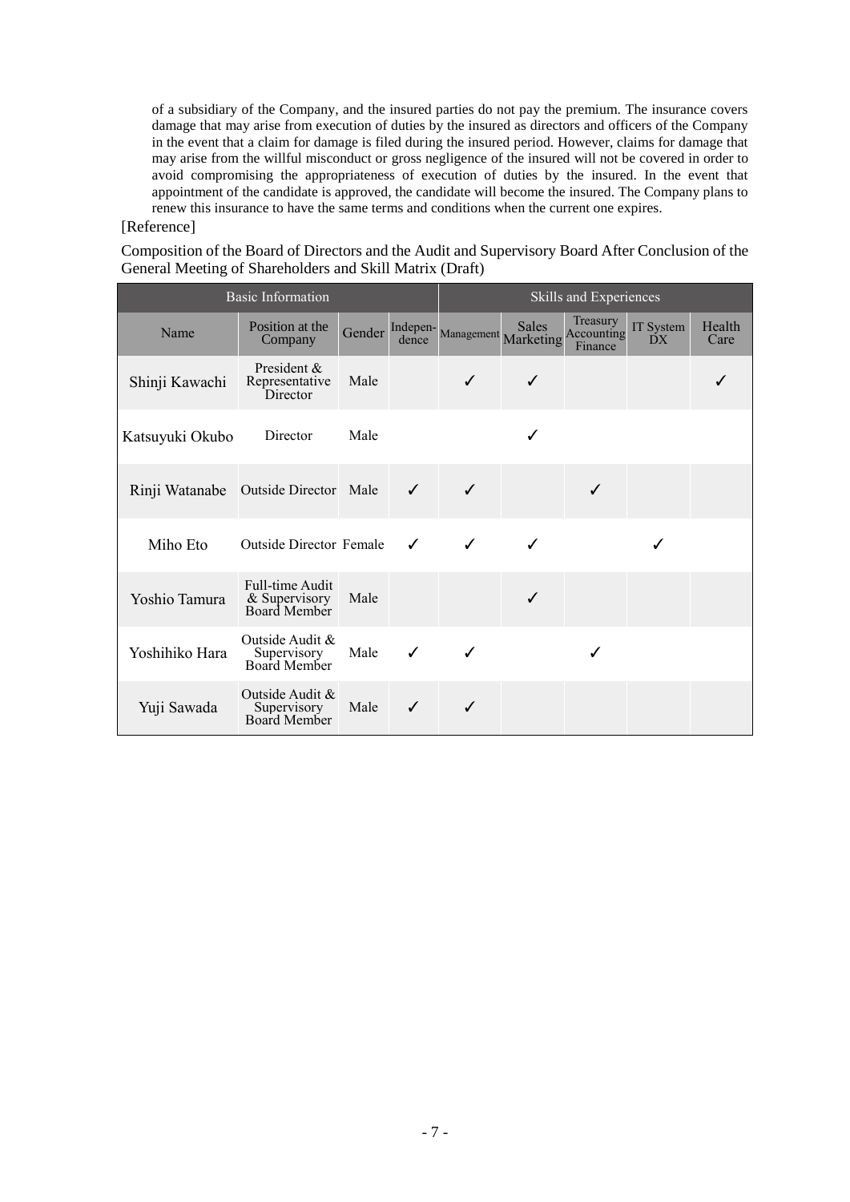of a subsidiary of the Company, and the insured parties do not pay the premium. The insurance covers damage that may arise from execution of duties by the insured as directors and officers of the Company in the event that a claim for damage is filed during the insured period. However, claims for damage that may arise from the willful misconduct or gross negligence of the insured will not be covered in order to avoid compromising the appropriateness of execution of duties by the insured. In the event that appointment of the candidate is approved, the candidate will become the insured. The Company plans to renew this insurance to have the same terms and conditions when the current one expires.

[Reference]

Composition of the Board of Directors and the Audit and Supervisory Board After Conclusion of the General Meeting of Shareholders and Skill Matrix (Draft)

| Basic Information | | | | Skills and Experiences | | | | |
|---|---|---|---|---|---|---|---|---|
| Name | Position at the Company | Gender | Independence | Management | Sales Marketing | Treasury Accounting Finance | IT System DX | Health Care |
| Shinji Kawachi | President & Representative Director | Male | | ✓ | ✓ | | | ✓ |
| Katsuyuki Okubo | Director | Male | | | ✓ | | | |
| Rinji Watanabe | Outside Director | Male | ✓ | ✓ | | ✓ | | |
| Miho Eto | Outside Director | Female | ✓ | ✓ | ✓ | | ✓ | |
| Yoshio Tamura | Full-time Audit & Supervisory Board Member | Male | | | ✓ | | | |
| Yoshihiko Hara | Outside Audit & Supervisory Board Member | Male | ✓ | ✓ | | ✓ | | |
| Yuji Sawada | Outside Audit & Supervisory Board Member | Male | ✓ | ✓ | | | | |